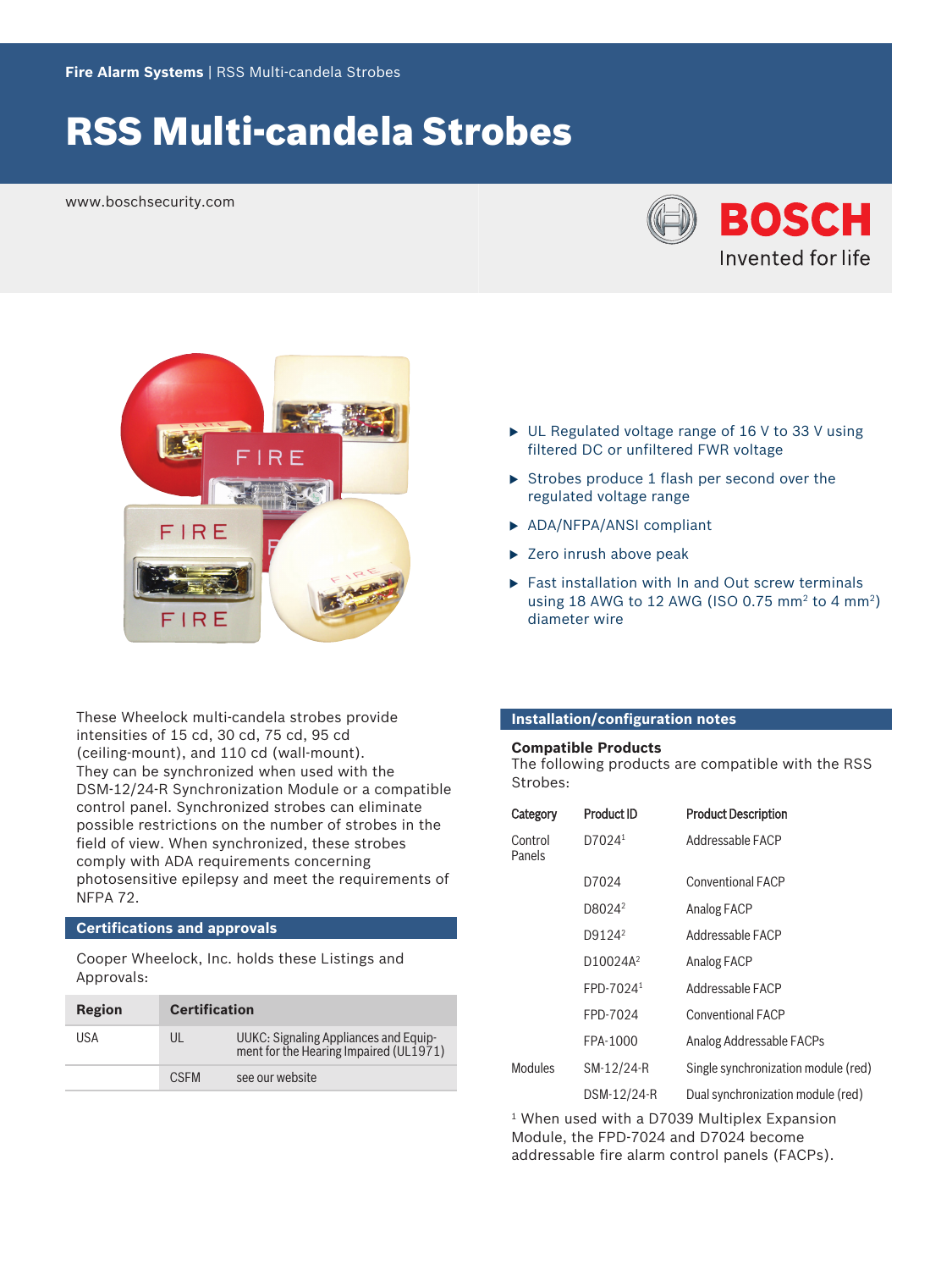Fire Alarm Systems | RSS Multi-candela Strobes

# RSS Multi-candela Strobes

www.boschsecurity.com

BOSCH
Invented for life

- UL Regulated voltage range of 16 V to 33 V using filtered DC or unfiltered FWR voltage
- Strobes produce 1 flash per second over the regulated voltage range
- ADA/NFPA/ANSI compliant
- Zero inrush above peak
- Fast installation with In and Out screw terminals using 18 AWG to 12 AWG (ISO 0.75 mm² to 4 mm²) diameter wire

These Wheelock multi-candela strobes provide intensities of 15 cd, 30 cd, 75 cd, 95 cd (ceiling-mount), and 110 cd (wall-mount). They can be synchronized when used with the DSM-12/24-R Synchronization Module or a compatible control panel. Synchronized strobes can eliminate possible restrictions on the number of strobes in the field of view. When synchronized, these strobes comply with ADA requirements concerning photosensitive epilepsy and meet the requirements of NFPA 72.

## Certifications and approvals

Cooper Wheelock, Inc. holds these Listings and Approvals:

| Region | Certification | |
|---|---|---|
| USA | UL | UUKC: Signaling Appliances and Equipment for the Hearing Impaired (UL1971) |
| | CSFM | see our website |

## Installation/configuration notes

### Compatible Products

The following products are compatible with the RSS Strobes:

| Category | Product ID | Product Description |
|---|---|---|
| Control Panels | D7024[1] | Addressable FACP |
| | D7024 | Conventional FACP |
| | D8024[2] | Analog FACP |
| | D9124[2] | Addressable FACP |
| | D10024A[2] | Analog FACP |
| | FPD-7024[1] | Addressable FACP |
| | FPD-7024 | Conventional FACP |
| | FPA-1000 | Analog Addressable FACPs |
| Modules | SM-12/24-R | Single synchronization module (red) |
| | DSM-12/24-R | Dual synchronization module (red) |

[1] When used with a D7039 Multiplex Expansion Module, the FPD-7024 and D7024 become addressable fire alarm control panels (FACPs).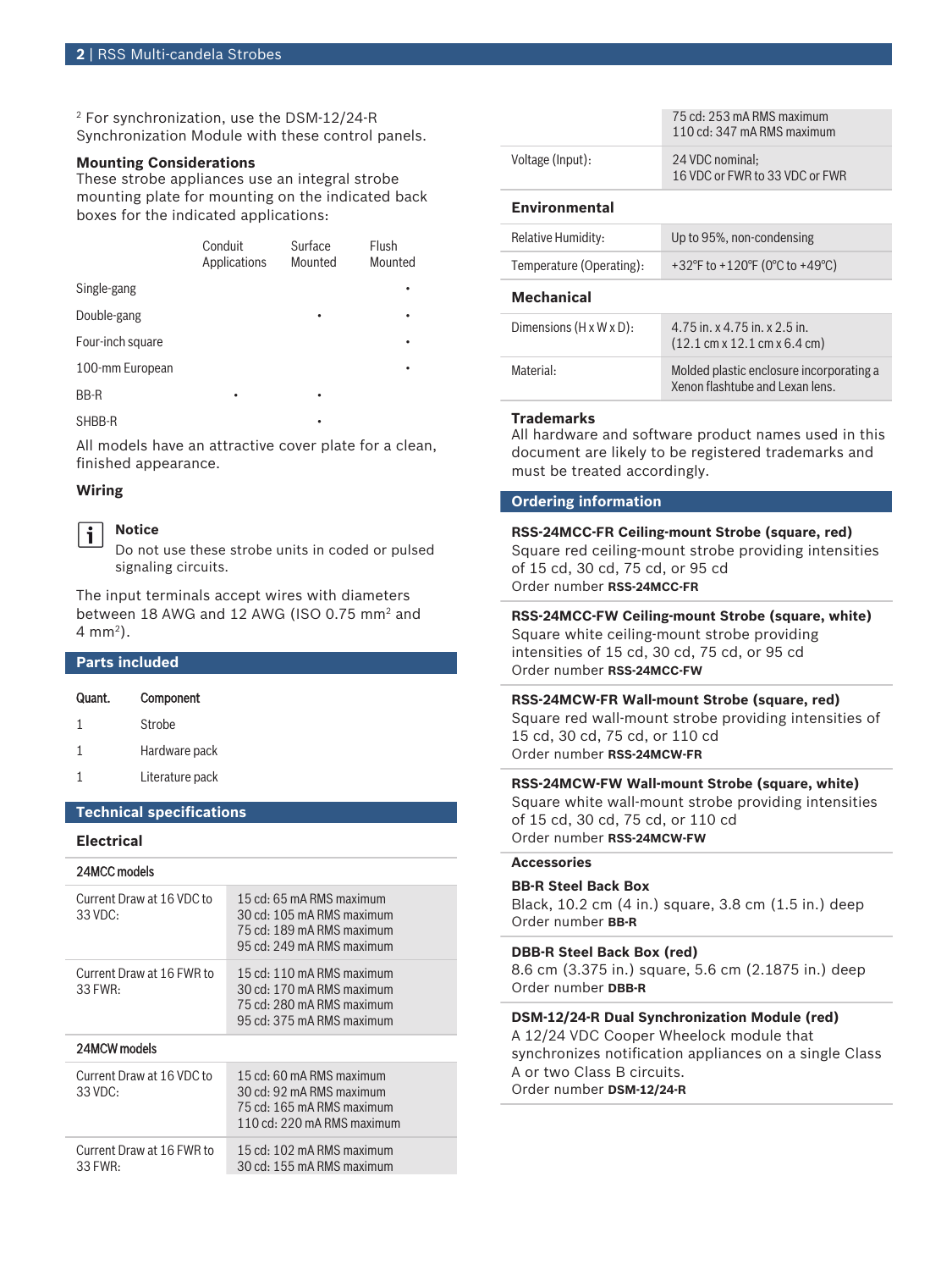[2] For synchronization, use the DSM-12/24-R Synchronization Module with these control panels.

**Mounting Considerations**

These strobe appliances use an integral strobe mounting plate for mounting on the indicated back boxes for the indicated applications:

| | Conduit Applications | Surface Mounted | Flush Mounted |
|---|---|---|---|
| Single-gang | | | • |
| Double-gang | | • | • |
| Four-inch square | | | • |
| 100-mm European | | | • |
| BB-R | • | • | |
| SHBB-R | | • | |

All models have an attractive cover plate for a clean, finished appearance.

**Wiring**

> **Notice**
> Do not use these strobe units in coded or pulsed signaling circuits.

The input terminals accept wires with diameters between 18 AWG and 12 AWG (ISO 0.75 mm² and 4 mm²).

## Parts included

| Quant. | Component |
|---|---|
| 1 | Strobe |
| 1 | Hardware pack |
| 1 | Literature pack |

## Technical specifications

### Electrical

| 24MCC models | |
|---|---|
| Current Draw at 16 VDC to 33 VDC: | 15 cd: 65 mA RMS maximum<br>30 cd: 105 mA RMS maximum<br>75 cd: 189 mA RMS maximum<br>95 cd: 249 mA RMS maximum |
| Current Draw at 16 FWR to 33 FWR: | 15 cd: 110 mA RMS maximum<br>30 cd: 170 mA RMS maximum<br>75 cd: 280 mA RMS maximum<br>95 cd: 375 mA RMS maximum |
| **24MCW models** | |
| Current Draw at 16 VDC to 33 VDC: | 15 cd: 60 mA RMS maximum<br>30 cd: 92 mA RMS maximum<br>75 cd: 165 mA RMS maximum<br>110 cd: 220 mA RMS maximum |
| Current Draw at 16 FWR to 33 FWR: | 15 cd: 102 mA RMS maximum<br>30 cd: 155 mA RMS maximum<br>75 cd: 253 mA RMS maximum<br>110 cd: 347 mA RMS maximum |
| Voltage (Input): | 24 VDC nominal;<br>16 VDC or FWR to 33 VDC or FWR |

### Environmental

| | |
|---|---|
| Relative Humidity: | Up to 95%, non-condensing |
| Temperature (Operating): | +32°F to +120°F (0°C to +49°C) |

### Mechanical

| | |
|---|---|
| Dimensions (H x W x D): | 4.75 in. x 4.75 in. x 2.5 in.<br>(12.1 cm x 12.1 cm x 6.4 cm) |
| Material: | Molded plastic enclosure incorporating a Xenon flashtube and Lexan lens. |

**Trademarks**

All hardware and software product names used in this document are likely to be registered trademarks and must be treated accordingly.

## Ordering information

**RSS-24MCC-FR Ceiling-mount Strobe (square, red)**
Square red ceiling-mount strobe providing intensities of 15 cd, 30 cd, 75 cd, or 95 cd
Order number **RSS-24MCC-FR**

**RSS-24MCC-FW Ceiling-mount Strobe (square, white)**
Square white ceiling-mount strobe providing intensities of 15 cd, 30 cd, 75 cd, or 95 cd
Order number **RSS-24MCC-FW**

**RSS-24MCW-FR Wall-mount Strobe (square, red)**
Square red wall-mount strobe providing intensities of 15 cd, 30 cd, 75 cd, or 110 cd
Order number **RSS-24MCW-FR**

**RSS-24MCW-FW Wall-mount Strobe (square, white)**
Square white wall-mount strobe providing intensities of 15 cd, 30 cd, 75 cd, or 110 cd
Order number **RSS-24MCW-FW**

**Accessories**

**BB-R Steel Back Box**
Black, 10.2 cm (4 in.) square, 3.8 cm (1.5 in.) deep
Order number **BB-R**

**DBB-R Steel Back Box (red)**
8.6 cm (3.375 in.) square, 5.6 cm (2.1875 in.) deep
Order number **DBB-R**

**DSM-12/24-R Dual Synchronization Module (red)**
A 12/24 VDC Cooper Wheelock module that synchronizes notification appliances on a single Class A or two Class B circuits.
Order number **DSM-12/24-R**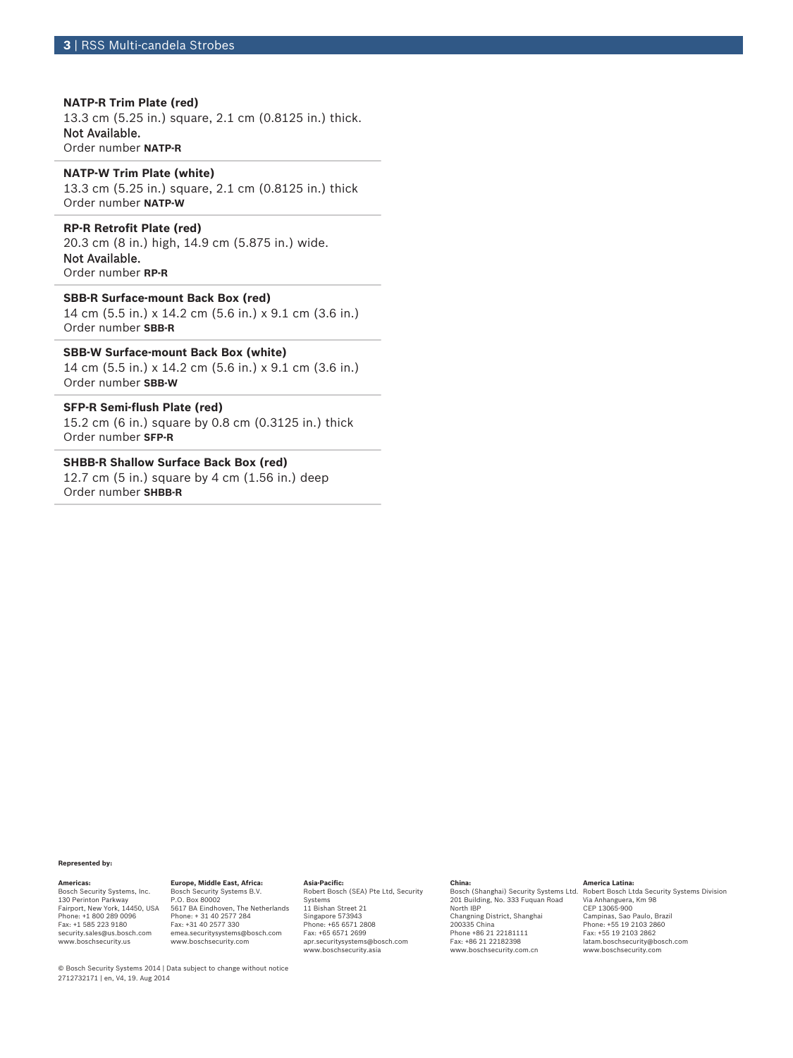**NATP-R Trim Plate (red)**
13.3 cm (5.25 in.) square, 2.1 cm (0.8125 in.) thick.
Not Available.
Order number **NATP-R**

**NATP-W Trim Plate (white)**
13.3 cm (5.25 in.) square, 2.1 cm (0.8125 in.) thick
Order number **NATP-W**

**RP-R Retrofit Plate (red)**
20.3 cm (8 in.) high, 14.9 cm (5.875 in.) wide.
Not Available.
Order number **RP-R**

**SBB-R Surface-mount Back Box (red)**
14 cm (5.5 in.) x 14.2 cm (5.6 in.) x 9.1 cm (3.6 in.)
Order number **SBB-R**

**SBB-W Surface-mount Back Box (white)**
14 cm (5.5 in.) x 14.2 cm (5.6 in.) x 9.1 cm (3.6 in.)
Order number **SBB-W**

**SFP-R Semi-flush Plate (red)**
15.2 cm (6 in.) square by 0.8 cm (0.3125 in.) thick
Order number **SFP-R**

**SHBB-R Shallow Surface Back Box (red)**
12.7 cm (5 in.) square by 4 cm (1.56 in.) deep
Order number **SHBB-R**

**Represented by:**

**Americas:**
Bosch Security Systems, Inc.
130 Perinton Parkway
Fairport, New York, 14450, USA
Phone: +1 800 289 0096
Fax: +1 585 223 9180
security.sales@us.bosch.com
www.boschsecurity.us

**Europe, Middle East, Africa:**
Bosch Security Systems B.V.
P.O. Box 80002
5617 BA Eindhoven, The Netherlands
Phone: + 31 40 2577 284
Fax: +31 40 2577 330
emea.securitysystems@bosch.com
www.boschsecurity.com

**Asia-Pacific:**
Robert Bosch (SEA) Pte Ltd, Security Systems
11 Bishan Street 21
Singapore 573943
Phone: +65 6571 2808
Fax: +65 6571 2699
apr.securitysystems@bosch.com
www.boschsecurity.asia

**China:**
Bosch (Shanghai) Security Systems Ltd.
201 Building, No. 333 Fuquan Road
North IBP
Changning District, Shanghai
200335 China
Phone +86 21 22181111
Fax: +86 21 22182398
www.boschsecurity.com.cn

**America Latina:**
Robert Bosch Ltda Security Systems Division
Via Anhanguera, Km 98
CEP 13065-900
Campinas, Sao Paulo, Brazil
Phone: +55 19 2103 2860
Fax: +55 19 2103 2862
latam.boschsecurity@bosch.com
www.boschsecurity.com

© Bosch Security Systems 2014 | Data subject to change without notice
2712732171 | en, V4, 19. Aug 2014